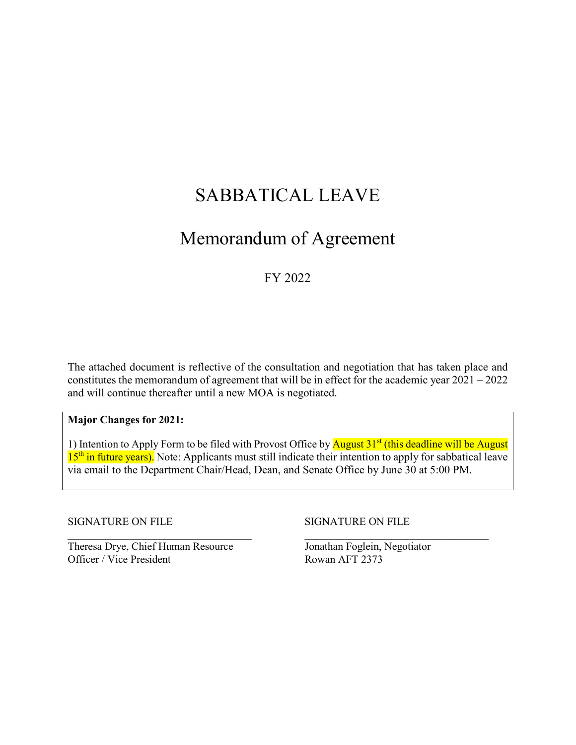# SABBATICAL LEAVE

## Memorandum of Agreement

FY 2022

The attached document is reflective of the consultation and negotiation that has taken place and constitutes the memorandum of agreement that will be in effect for the academic year 2021 – 2022 and will continue thereafter until a new MOA is negotiated.

**Major Changes for 2021:**

1) Intention to Apply Form to be filed with Provost Office by August 31st (this deadline will be August 15th in future years). Note: Applicants must still indicate their intention to apply for sabbatical leave via email to the Department Chair/Head, Dean, and Senate Office by June 30 at 5:00 PM.

SIGNATURE ON FILE

\_\_\_\_\_\_\_\_\_\_\_\_\_\_\_\_\_\_\_\_\_\_\_\_\_\_\_\_\_\_\_\_\_\_

Theresa Drye, Chief Human Resource Officer / Vice President

SIGNATURE ON FILE

\_\_\_\_\_\_\_\_\_\_\_\_\_\_\_\_\_\_\_\_\_\_\_\_\_\_\_\_\_\_\_\_\_\_

Jonathan Foglein, Negotiator
Rowan AFT 2373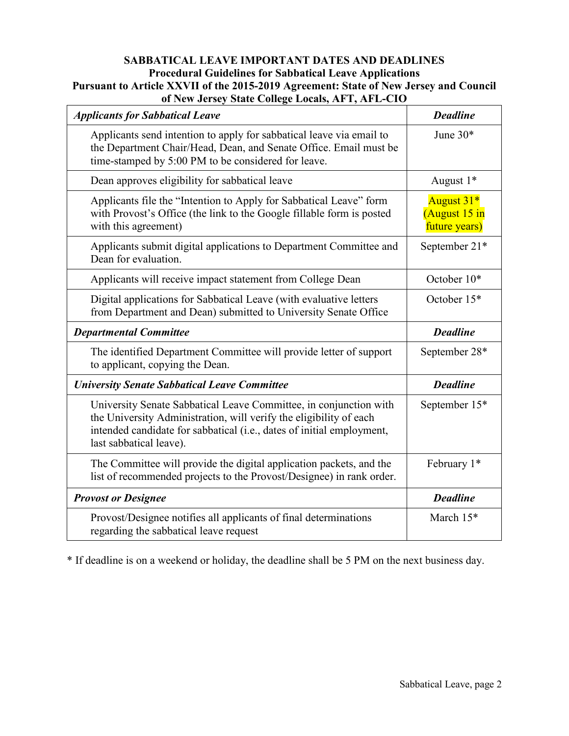**SABBATICAL LEAVE IMPORTANT DATES AND DEADLINES**
**Procedural Guidelines for Sabbatical Leave Applications**
**Pursuant to Article XXVII of the 2015-2019 Agreement: State of New Jersey and Council of New Jersey State College Locals, AFT, AFL-CIO**

| ***Applicants for Sabbatical Leave*** | ***Deadline*** |
|---|---|
| Applicants send intention to apply for sabbatical leave via email to the Department Chair/Head, Dean, and Senate Office. Email must be time-stamped by 5:00 PM to be considered for leave. | June 30* |
| Dean approves eligibility for sabbatical leave | August 1* |
| Applicants file the "Intention to Apply for Sabbatical Leave" form with Provost's Office (the link to the Google fillable form is posted with this agreement) | August 31* (August 15 in future years) |
| Applicants submit digital applications to Department Committee and Dean for evaluation. | September 21* |
| Applicants will receive impact statement from College Dean | October 10* |
| Digital applications for Sabbatical Leave (with evaluative letters from Department and Dean) submitted to University Senate Office | October 15* |
| ***Departmental Committee*** | ***Deadline*** |
| The identified Department Committee will provide letter of support to applicant, copying the Dean. | September 28* |
| ***University Senate Sabbatical Leave Committee*** | ***Deadline*** |
| University Senate Sabbatical Leave Committee, in conjunction with the University Administration, will verify the eligibility of each intended candidate for sabbatical (i.e., dates of initial employment, last sabbatical leave). | September 15* |
| The Committee will provide the digital application packets, and the list of recommended projects to the Provost/Designee) in rank order. | February 1* |
| ***Provost or Designee*** | ***Deadline*** |
| Provost/Designee notifies all applicants of final determinations regarding the sabbatical leave request | March 15* |

* If deadline is on a weekend or holiday, the deadline shall be 5 PM on the next business day.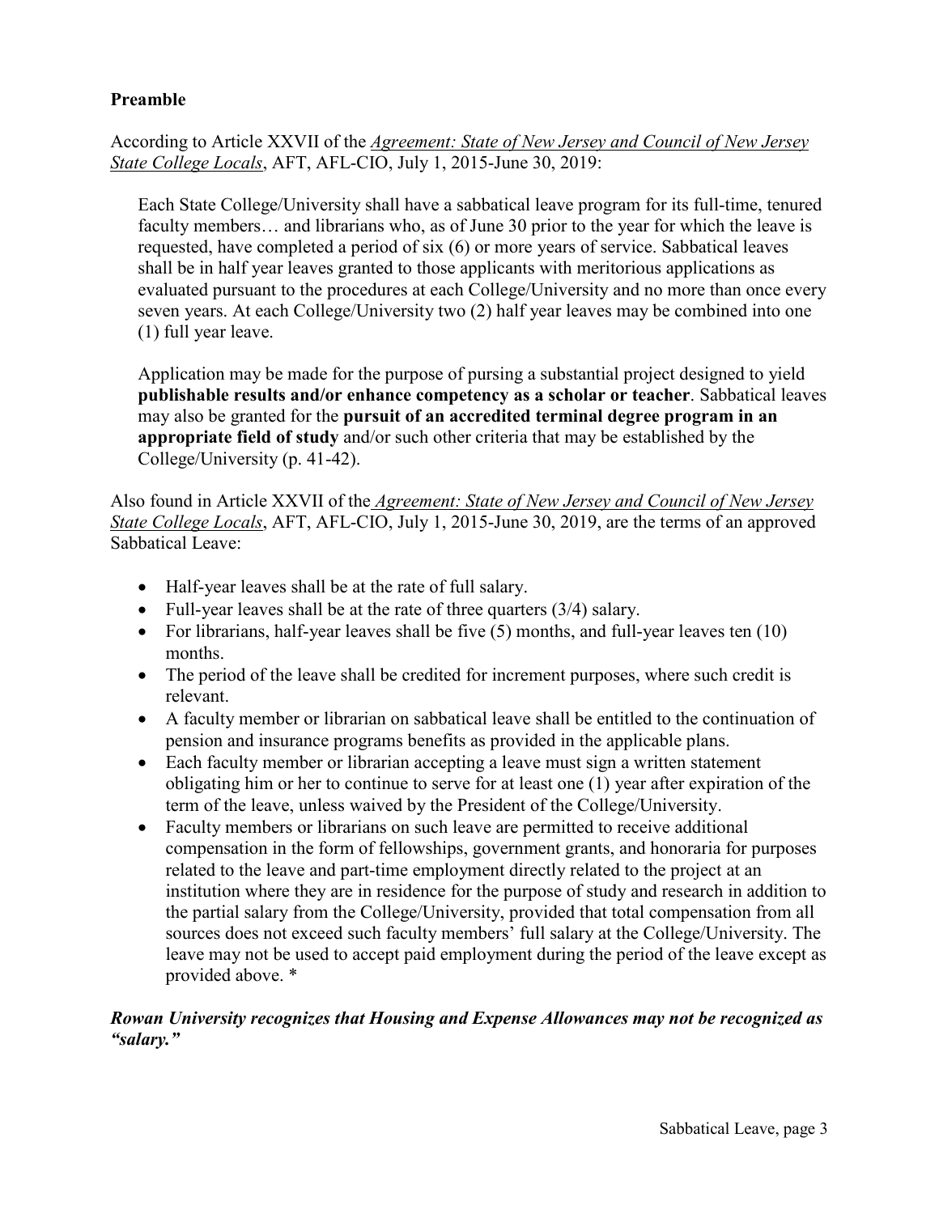## Preamble

According to Article XXVII of the *Agreement: State of New Jersey and Council of New Jersey State College Locals*, AFT, AFL-CIO, July 1, 2015-June 30, 2019:

> Each State College/University shall have a sabbatical leave program for its full-time, tenured faculty members… and librarians who, as of June 30 prior to the year for which the leave is requested, have completed a period of six (6) or more years of service. Sabbatical leaves shall be in half year leaves granted to those applicants with meritorious applications as evaluated pursuant to the procedures at each College/University and no more than once every seven years. At each College/University two (2) half year leaves may be combined into one (1) full year leave.
>
> Application may be made for the purpose of pursing a substantial project designed to yield **publishable results and/or enhance competency as a scholar or teacher**. Sabbatical leaves may also be granted for the **pursuit of an accredited terminal degree program in an appropriate field of study** and/or such other criteria that may be established by the College/University (p. 41-42).

Also found in Article XXVII of the *Agreement: State of New Jersey and Council of New Jersey State College Locals*, AFT, AFL-CIO, July 1, 2015-June 30, 2019, are the terms of an approved Sabbatical Leave:

- Half-year leaves shall be at the rate of full salary.
- Full-year leaves shall be at the rate of three quarters (3/4) salary.
- For librarians, half-year leaves shall be five (5) months, and full-year leaves ten (10) months.
- The period of the leave shall be credited for increment purposes, where such credit is relevant.
- A faculty member or librarian on sabbatical leave shall be entitled to the continuation of pension and insurance programs benefits as provided in the applicable plans.
- Each faculty member or librarian accepting a leave must sign a written statement obligating him or her to continue to serve for at least one (1) year after expiration of the term of the leave, unless waived by the President of the College/University.
- Faculty members or librarians on such leave are permitted to receive additional compensation in the form of fellowships, government grants, and honoraria for purposes related to the leave and part-time employment directly related to the project at an institution where they are in residence for the purpose of study and research in addition to the partial salary from the College/University, provided that total compensation from all sources does not exceed such faculty members' full salary at the College/University. The leave may not be used to accept paid employment during the period of the leave except as provided above. *

***Rowan University recognizes that Housing and Expense Allowances may not be recognized as "salary."***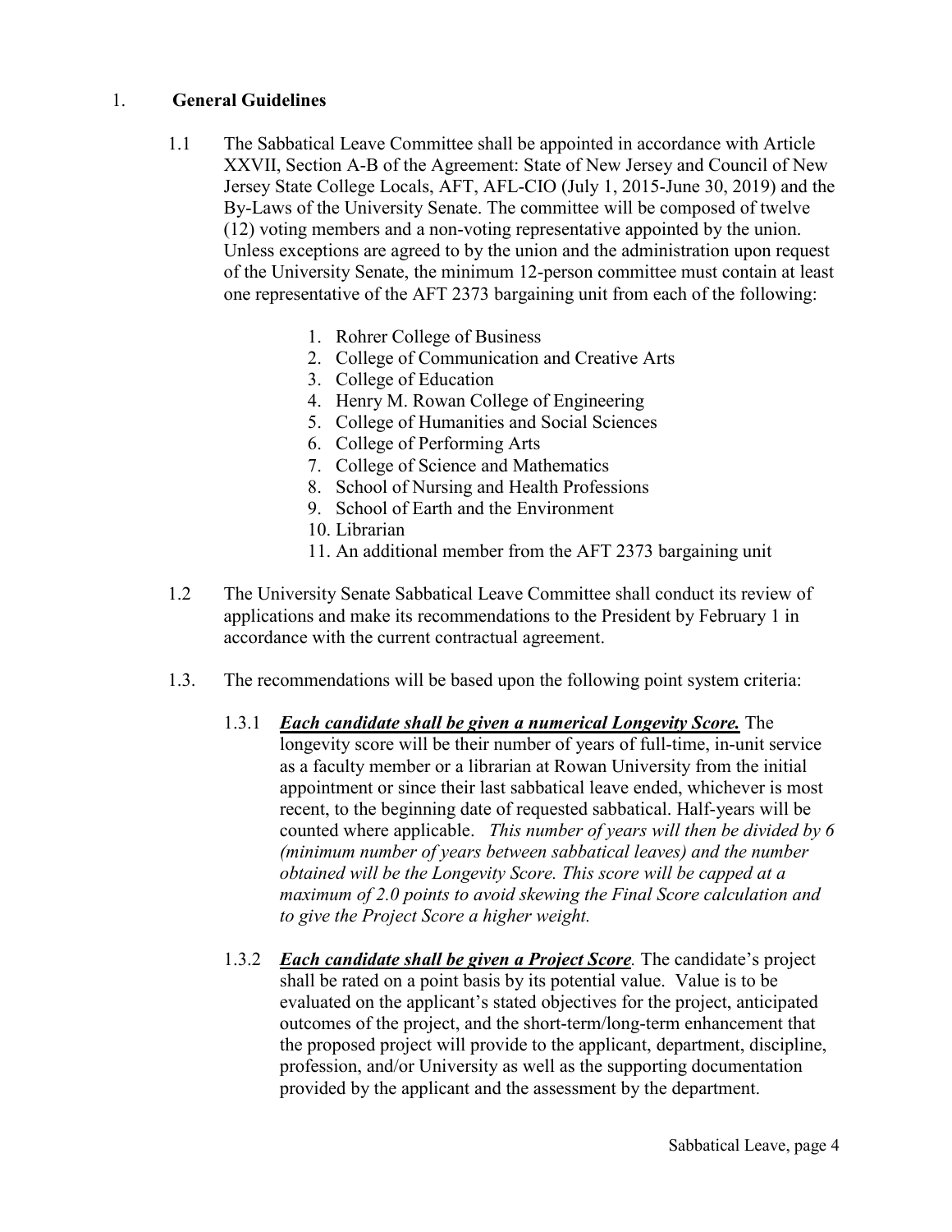## 1. General Guidelines

1.1 The Sabbatical Leave Committee shall be appointed in accordance with Article XXVII, Section A-B of the Agreement: State of New Jersey and Council of New Jersey State College Locals, AFT, AFL-CIO (July 1, 2015-June 30, 2019) and the By-Laws of the University Senate. The committee will be composed of twelve (12) voting members and a non-voting representative appointed by the union. Unless exceptions are agreed to by the union and the administration upon request of the University Senate, the minimum 12-person committee must contain at least one representative of the AFT 2373 bargaining unit from each of the following:

1. Rohrer College of Business
2. College of Communication and Creative Arts
3. College of Education
4. Henry M. Rowan College of Engineering
5. College of Humanities and Social Sciences
6. College of Performing Arts
7. College of Science and Mathematics
8. School of Nursing and Health Professions
9. School of Earth and the Environment
10. Librarian
11. An additional member from the AFT 2373 bargaining unit

1.2 The University Senate Sabbatical Leave Committee shall conduct its review of applications and make its recommendations to the President by February 1 in accordance with the current contractual agreement.

1.3. The recommendations will be based upon the following point system criteria:

1.3.1 ***Each candidate shall be given a numerical Longevity Score.*** The longevity score will be their number of years of full-time, in-unit service as a faculty member or a librarian at Rowan University from the initial appointment or since their last sabbatical leave ended, whichever is most recent, to the beginning date of requested sabbatical. Half-years will be counted where applicable. *This number of years will then be divided by 6 (minimum number of years between sabbatical leaves) and the number obtained will be the Longevity Score. This score will be capped at a maximum of 2.0 points to avoid skewing the Final Score calculation and to give the Project Score a higher weight.*

1.3.2 ***Each candidate shall be given a Project Score.*** The candidate's project shall be rated on a point basis by its potential value. Value is to be evaluated on the applicant's stated objectives for the project, anticipated outcomes of the project, and the short-term/long-term enhancement that the proposed project will provide to the applicant, department, discipline, profession, and/or University as well as the supporting documentation provided by the applicant and the assessment by the department.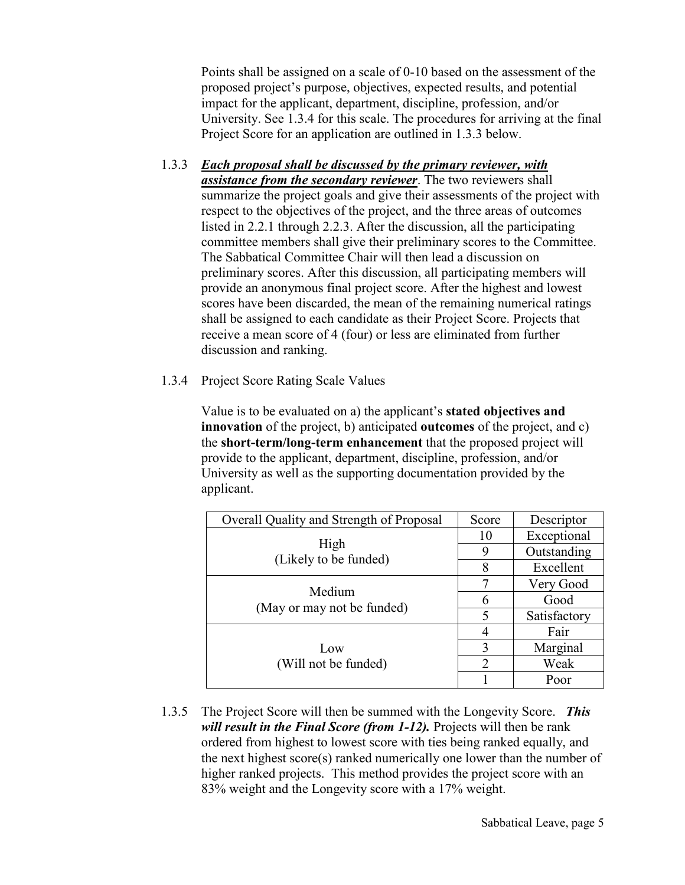Points shall be assigned on a scale of 0-10 based on the assessment of the proposed project's purpose, objectives, expected results, and potential impact for the applicant, department, discipline, profession, and/or University. See 1.3.4 for this scale. The procedures for arriving at the final Project Score for an application are outlined in 1.3.3 below.

1.3.3 ***<u>Each proposal shall be discussed by the primary reviewer, with assistance from the secondary reviewer</u>***. The two reviewers shall summarize the project goals and give their assessments of the project with respect to the objectives of the project, and the three areas of outcomes listed in 2.2.1 through 2.2.3. After the discussion, all the participating committee members shall give their preliminary scores to the Committee. The Sabbatical Committee Chair will then lead a discussion on preliminary scores. After this discussion, all participating members will provide an anonymous final project score. After the highest and lowest scores have been discarded, the mean of the remaining numerical ratings shall be assigned to each candidate as their Project Score. Projects that receive a mean score of 4 (four) or less are eliminated from further discussion and ranking.

1.3.4 Project Score Rating Scale Values

Value is to be evaluated on a) the applicant's **stated objectives and innovation** of the project, b) anticipated **outcomes** of the project, and c) the **short-term/long-term enhancement** that the proposed project will provide to the applicant, department, discipline, profession, and/or University as well as the supporting documentation provided by the applicant.

| Overall Quality and Strength of Proposal | Score | Descriptor |
|---|---|---|
| High (Likely to be funded) | 10 | Exceptional |
| | 9 | Outstanding |
| | 8 | Excellent |
| Medium (May or may not be funded) | 7 | Very Good |
| | 6 | Good |
| | 5 | Satisfactory |
| Low (Will not be funded) | 4 | Fair |
| | 3 | Marginal |
| | 2 | Weak |
| | 1 | Poor |

1.3.5 The Project Score will then be summed with the Longevity Score. ***This will result in the Final Score (from 1-12).*** Projects will then be rank ordered from highest to lowest score with ties being ranked equally, and the next highest score(s) ranked numerically one lower than the number of higher ranked projects. This method provides the project score with an 83% weight and the Longevity score with a 17% weight.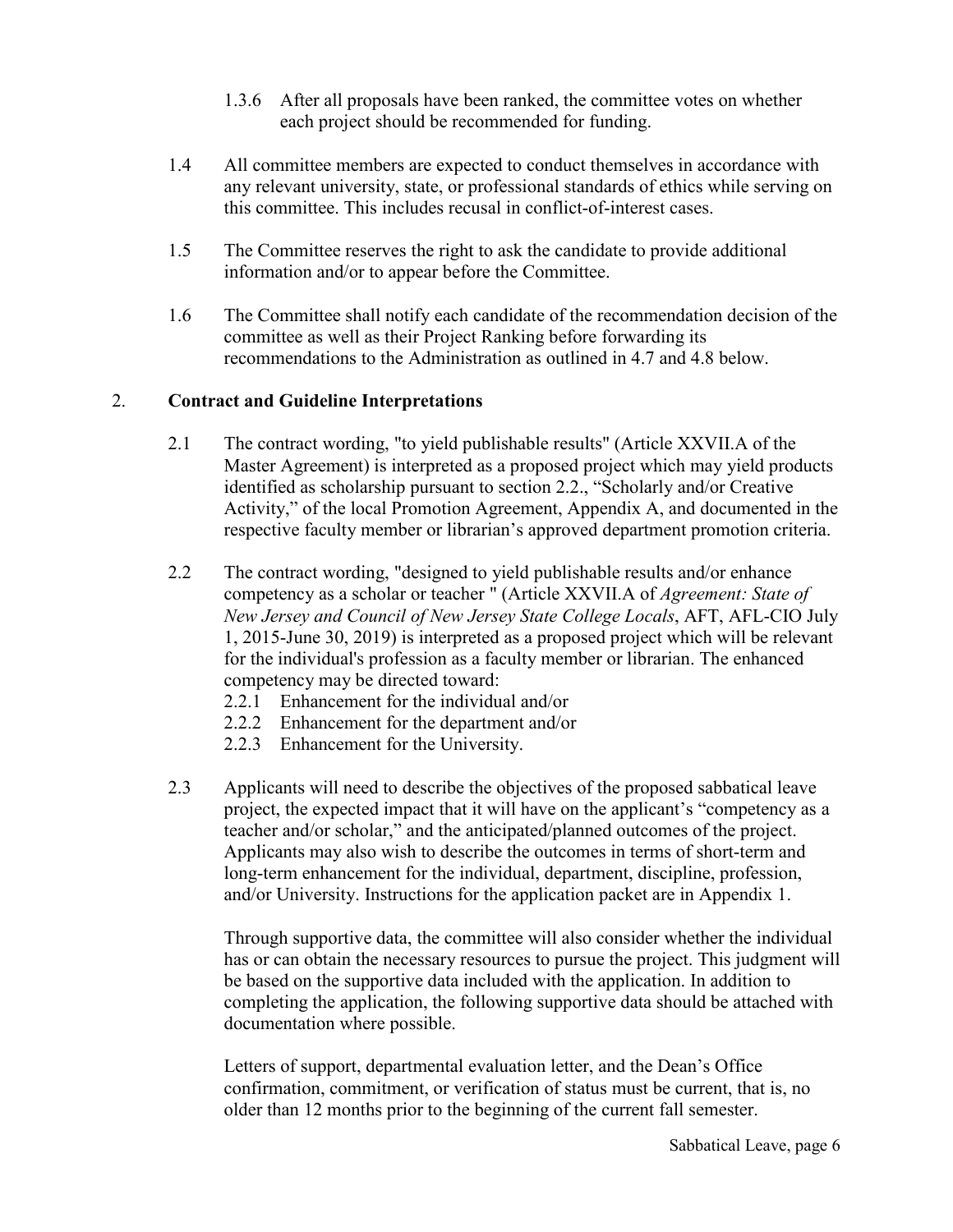1.3.6 After all proposals have been ranked, the committee votes on whether each project should be recommended for funding.

1.4 All committee members are expected to conduct themselves in accordance with any relevant university, state, or professional standards of ethics while serving on this committee. This includes recusal in conflict-of-interest cases.

1.5 The Committee reserves the right to ask the candidate to provide additional information and/or to appear before the Committee.

1.6 The Committee shall notify each candidate of the recommendation decision of the committee as well as their Project Ranking before forwarding its recommendations to the Administration as outlined in 4.7 and 4.8 below.

## 2. **Contract and Guideline Interpretations**

2.1 The contract wording, "to yield publishable results" (Article XXVII.A of the Master Agreement) is interpreted as a proposed project which may yield products identified as scholarship pursuant to section 2.2., "Scholarly and/or Creative Activity," of the local Promotion Agreement, Appendix A, and documented in the respective faculty member or librarian's approved department promotion criteria.

2.2 The contract wording, "designed to yield publishable results and/or enhance competency as a scholar or teacher " (Article XXVII.A of *Agreement: State of New Jersey and Council of New Jersey State College Locals*, AFT, AFL-CIO July 1, 2015-June 30, 2019) is interpreted as a proposed project which will be relevant for the individual's profession as a faculty member or librarian. The enhanced competency may be directed toward:

2.2.1 Enhancement for the individual and/or
2.2.2 Enhancement for the department and/or
2.2.3 Enhancement for the University.

2.3 Applicants will need to describe the objectives of the proposed sabbatical leave project, the expected impact that it will have on the applicant's "competency as a teacher and/or scholar," and the anticipated/planned outcomes of the project. Applicants may also wish to describe the outcomes in terms of short-term and long-term enhancement for the individual, department, discipline, profession, and/or University. Instructions for the application packet are in Appendix 1.

Through supportive data, the committee will also consider whether the individual has or can obtain the necessary resources to pursue the project. This judgment will be based on the supportive data included with the application. In addition to completing the application, the following supportive data should be attached with documentation where possible.

Letters of support, departmental evaluation letter, and the Dean's Office confirmation, commitment, or verification of status must be current, that is, no older than 12 months prior to the beginning of the current fall semester.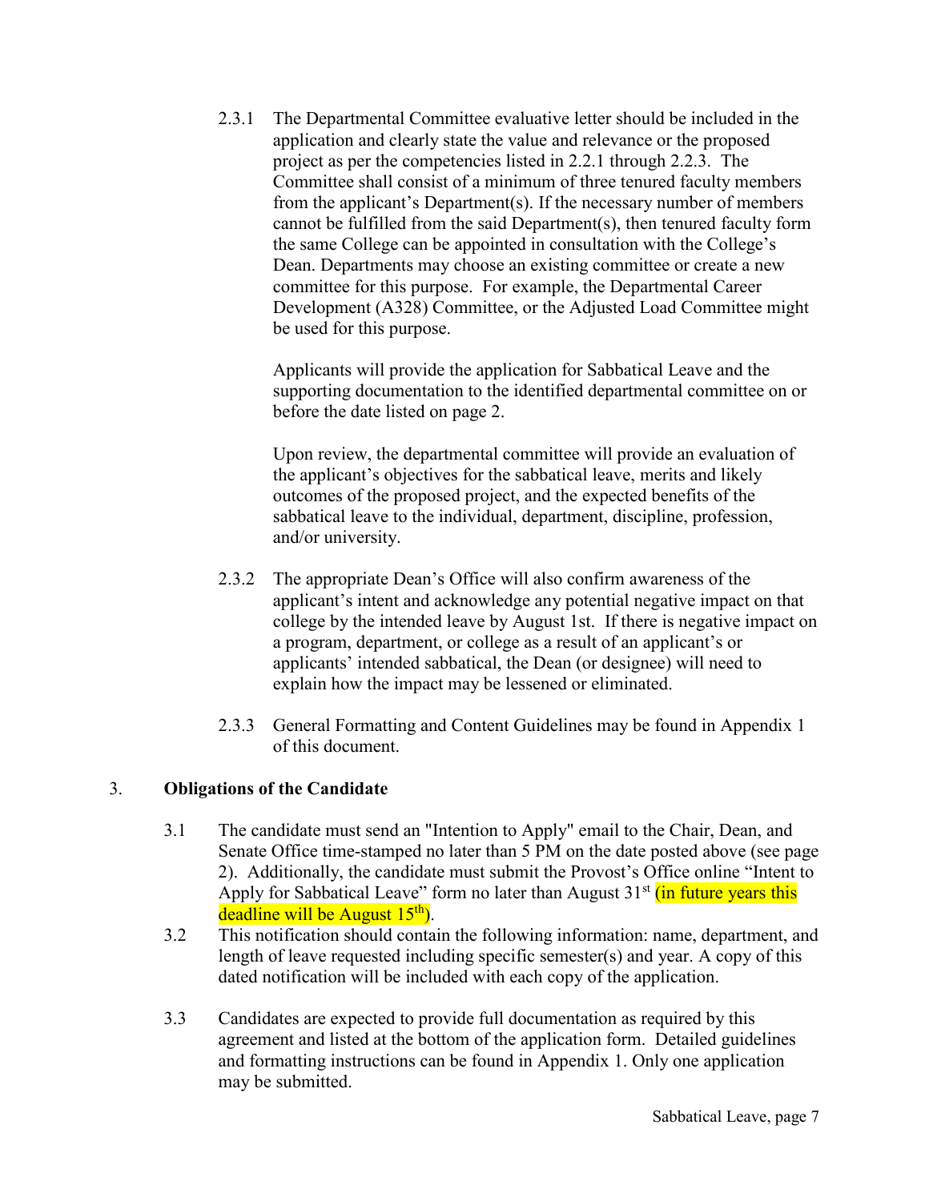2.3.1 The Departmental Committee evaluative letter should be included in the application and clearly state the value and relevance or the proposed project as per the competencies listed in 2.2.1 through 2.2.3. The Committee shall consist of a minimum of three tenured faculty members from the applicant's Department(s). If the necessary number of members cannot be fulfilled from the said Department(s), then tenured faculty form the same College can be appointed in consultation with the College's Dean. Departments may choose an existing committee or create a new committee for this purpose. For example, the Departmental Career Development (A328) Committee, or the Adjusted Load Committee might be used for this purpose.

Applicants will provide the application for Sabbatical Leave and the supporting documentation to the identified departmental committee on or before the date listed on page 2.

Upon review, the departmental committee will provide an evaluation of the applicant's objectives for the sabbatical leave, merits and likely outcomes of the proposed project, and the expected benefits of the sabbatical leave to the individual, department, discipline, profession, and/or university.

2.3.2 The appropriate Dean's Office will also confirm awareness of the applicant's intent and acknowledge any potential negative impact on that college by the intended leave by August 1st. If there is negative impact on a program, department, or college as a result of an applicant's or applicants' intended sabbatical, the Dean (or designee) will need to explain how the impact may be lessened or eliminated.

2.3.3 General Formatting and Content Guidelines may be found in Appendix 1 of this document.

## 3. Obligations of the Candidate

3.1 The candidate must send an "Intention to Apply" email to the Chair, Dean, and Senate Office time-stamped no later than 5 PM on the date posted above (see page 2). Additionally, the candidate must submit the Provost's Office online "Intent to Apply for Sabbatical Leave" form no later than August 31st (in future years this deadline will be August 15th).

3.2 This notification should contain the following information: name, department, and length of leave requested including specific semester(s) and year. A copy of this dated notification will be included with each copy of the application.

3.3 Candidates are expected to provide full documentation as required by this agreement and listed at the bottom of the application form. Detailed guidelines and formatting instructions can be found in Appendix 1. Only one application may be submitted.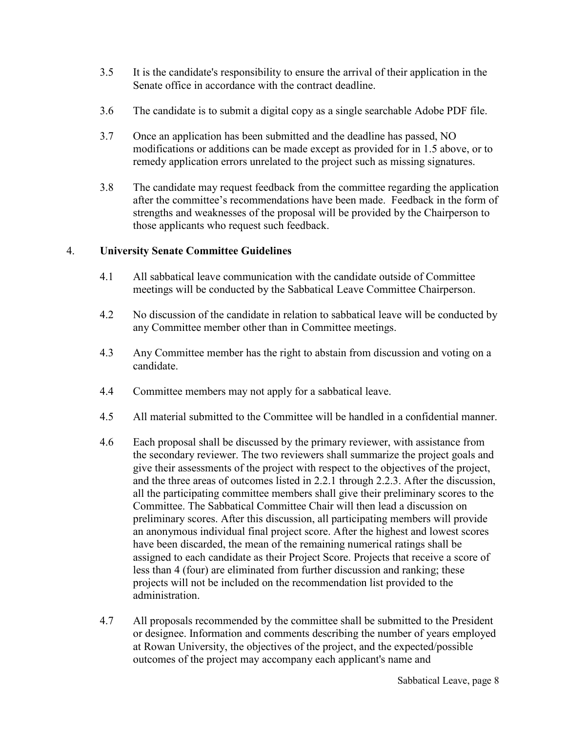3.5 It is the candidate's responsibility to ensure the arrival of their application in the Senate office in accordance with the contract deadline.

3.6 The candidate is to submit a digital copy as a single searchable Adobe PDF file.

3.7 Once an application has been submitted and the deadline has passed, NO modifications or additions can be made except as provided for in 1.5 above, or to remedy application errors unrelated to the project such as missing signatures.

3.8 The candidate may request feedback from the committee regarding the application after the committee's recommendations have been made. Feedback in the form of strengths and weaknesses of the proposal will be provided by the Chairperson to those applicants who request such feedback.

## 4. University Senate Committee Guidelines

4.1 All sabbatical leave communication with the candidate outside of Committee meetings will be conducted by the Sabbatical Leave Committee Chairperson.

4.2 No discussion of the candidate in relation to sabbatical leave will be conducted by any Committee member other than in Committee meetings.

4.3 Any Committee member has the right to abstain from discussion and voting on a candidate.

4.4 Committee members may not apply for a sabbatical leave.

4.5 All material submitted to the Committee will be handled in a confidential manner.

4.6 Each proposal shall be discussed by the primary reviewer, with assistance from the secondary reviewer. The two reviewers shall summarize the project goals and give their assessments of the project with respect to the objectives of the project, and the three areas of outcomes listed in 2.2.1 through 2.2.3. After the discussion, all the participating committee members shall give their preliminary scores to the Committee. The Sabbatical Committee Chair will then lead a discussion on preliminary scores. After this discussion, all participating members will provide an anonymous individual final project score. After the highest and lowest scores have been discarded, the mean of the remaining numerical ratings shall be assigned to each candidate as their Project Score. Projects that receive a score of less than 4 (four) are eliminated from further discussion and ranking; these projects will not be included on the recommendation list provided to the administration.

4.7 All proposals recommended by the committee shall be submitted to the President or designee. Information and comments describing the number of years employed at Rowan University, the objectives of the project, and the expected/possible outcomes of the project may accompany each applicant's name and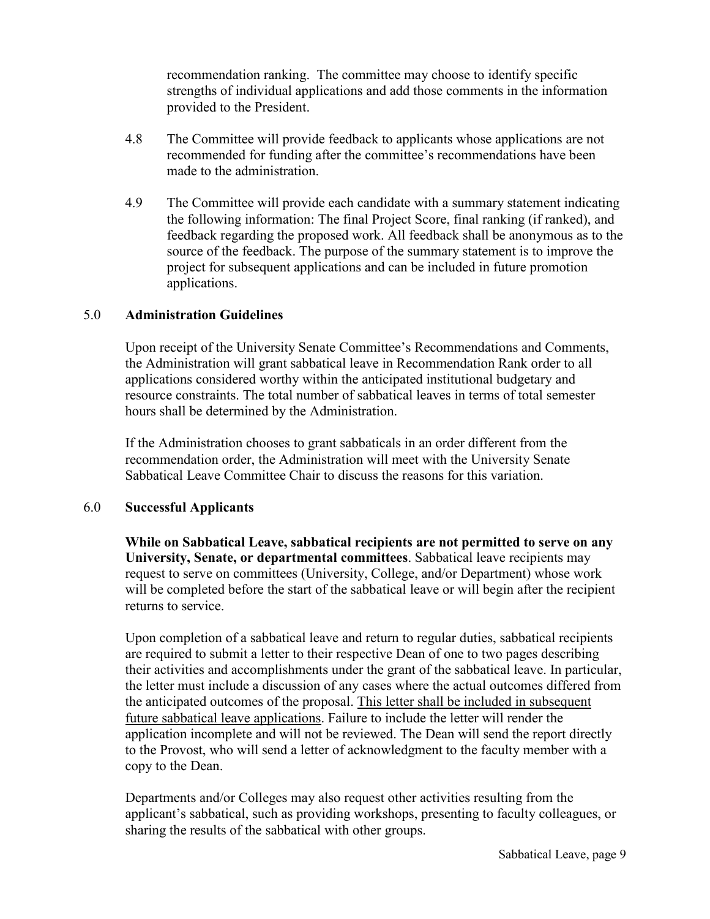recommendation ranking. The committee may choose to identify specific strengths of individual applications and add those comments in the information provided to the President.

4.8 The Committee will provide feedback to applicants whose applications are not recommended for funding after the committee's recommendations have been made to the administration.

4.9 The Committee will provide each candidate with a summary statement indicating the following information: The final Project Score, final ranking (if ranked), and feedback regarding the proposed work. All feedback shall be anonymous as to the source of the feedback. The purpose of the summary statement is to improve the project for subsequent applications and can be included in future promotion applications.

## 5.0 Administration Guidelines

Upon receipt of the University Senate Committee's Recommendations and Comments, the Administration will grant sabbatical leave in Recommendation Rank order to all applications considered worthy within the anticipated institutional budgetary and resource constraints. The total number of sabbatical leaves in terms of total semester hours shall be determined by the Administration.

If the Administration chooses to grant sabbaticals in an order different from the recommendation order, the Administration will meet with the University Senate Sabbatical Leave Committee Chair to discuss the reasons for this variation.

## 6.0 Successful Applicants

**While on Sabbatical Leave, sabbatical recipients are not permitted to serve on any University, Senate, or departmental committees**. Sabbatical leave recipients may request to serve on committees (University, College, and/or Department) whose work will be completed before the start of the sabbatical leave or will begin after the recipient returns to service.

Upon completion of a sabbatical leave and return to regular duties, sabbatical recipients are required to submit a letter to their respective Dean of one to two pages describing their activities and accomplishments under the grant of the sabbatical leave. In particular, the letter must include a discussion of any cases where the actual outcomes differed from the anticipated outcomes of the proposal. <u>This letter shall be included in subsequent future sabbatical leave applications</u>. Failure to include the letter will render the application incomplete and will not be reviewed. The Dean will send the report directly to the Provost, who will send a letter of acknowledgment to the faculty member with a copy to the Dean.

Departments and/or Colleges may also request other activities resulting from the applicant's sabbatical, such as providing workshops, presenting to faculty colleagues, or sharing the results of the sabbatical with other groups.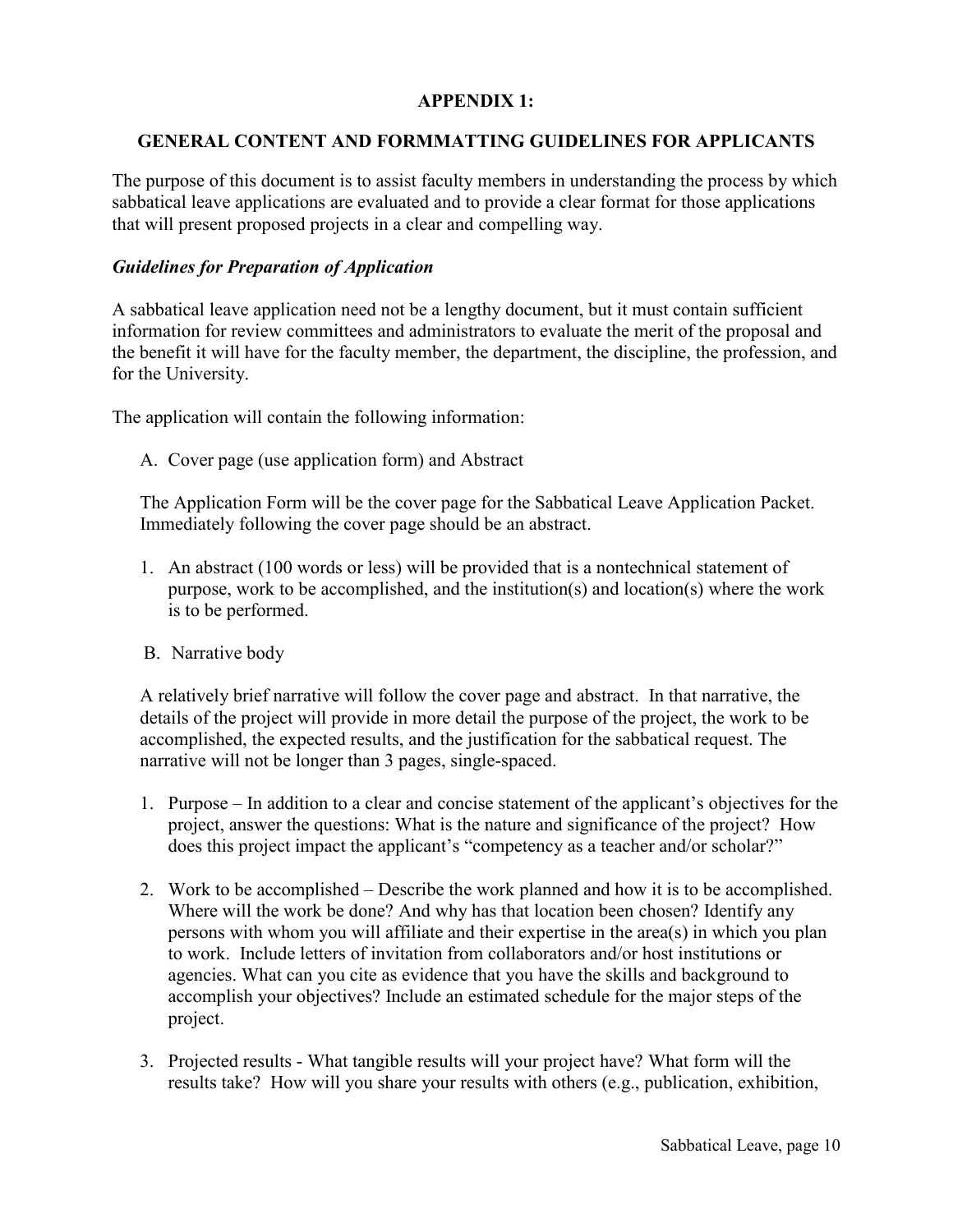## APPENDIX 1:

## GENERAL CONTENT AND FORMMATTING GUIDELINES FOR APPLICANTS

The purpose of this document is to assist faculty members in understanding the process by which sabbatical leave applications are evaluated and to provide a clear format for those applications that will present proposed projects in a clear and compelling way.

### *Guidelines for Preparation of Application*

A sabbatical leave application need not be a lengthy document, but it must contain sufficient information for review committees and administrators to evaluate the merit of the proposal and the benefit it will have for the faculty member, the department, the discipline, the profession, and for the University.

The application will contain the following information:

A. Cover page (use application form) and Abstract

The Application Form will be the cover page for the Sabbatical Leave Application Packet. Immediately following the cover page should be an abstract.

1. An abstract (100 words or less) will be provided that is a nontechnical statement of purpose, work to be accomplished, and the institution(s) and location(s) where the work is to be performed.

B. Narrative body

A relatively brief narrative will follow the cover page and abstract. In that narrative, the details of the project will provide in more detail the purpose of the project, the work to be accomplished, the expected results, and the justification for the sabbatical request. The narrative will not be longer than 3 pages, single-spaced.

1. Purpose – In addition to a clear and concise statement of the applicant's objectives for the project, answer the questions: What is the nature and significance of the project? How does this project impact the applicant's "competency as a teacher and/or scholar?"

2. Work to be accomplished – Describe the work planned and how it is to be accomplished. Where will the work be done? And why has that location been chosen? Identify any persons with whom you will affiliate and their expertise in the area(s) in which you plan to work. Include letters of invitation from collaborators and/or host institutions or agencies. What can you cite as evidence that you have the skills and background to accomplish your objectives? Include an estimated schedule for the major steps of the project.

3. Projected results - What tangible results will your project have? What form will the results take? How will you share your results with others (e.g., publication, exhibition,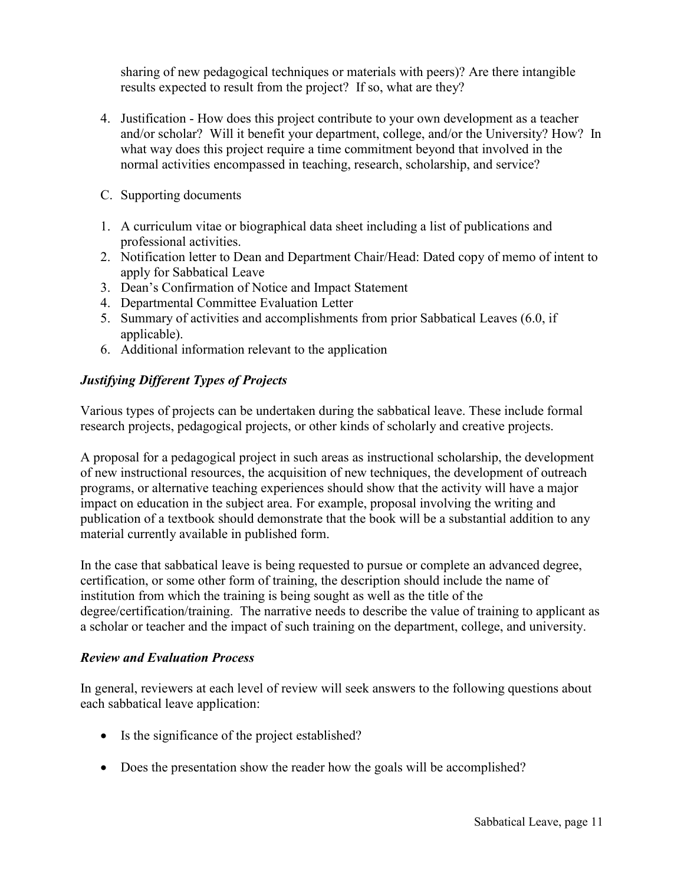sharing of new pedagogical techniques or materials with peers)? Are there intangible results expected to result from the project? If so, what are they?

4. Justification - How does this project contribute to your own development as a teacher and/or scholar? Will it benefit your department, college, and/or the University? How? In what way does this project require a time commitment beyond that involved in the normal activities encompassed in teaching, research, scholarship, and service?

C. Supporting documents

1. A curriculum vitae or biographical data sheet including a list of publications and professional activities.
2. Notification letter to Dean and Department Chair/Head: Dated copy of memo of intent to apply for Sabbatical Leave
3. Dean's Confirmation of Notice and Impact Statement
4. Departmental Committee Evaluation Letter
5. Summary of activities and accomplishments from prior Sabbatical Leaves (6.0, if applicable).
6. Additional information relevant to the application

### *Justifying Different Types of Projects*

Various types of projects can be undertaken during the sabbatical leave. These include formal research projects, pedagogical projects, or other kinds of scholarly and creative projects.

A proposal for a pedagogical project in such areas as instructional scholarship, the development of new instructional resources, the acquisition of new techniques, the development of outreach programs, or alternative teaching experiences should show that the activity will have a major impact on education in the subject area. For example, proposal involving the writing and publication of a textbook should demonstrate that the book will be a substantial addition to any material currently available in published form.

In the case that sabbatical leave is being requested to pursue or complete an advanced degree, certification, or some other form of training, the description should include the name of institution from which the training is being sought as well as the title of the degree/certification/training. The narrative needs to describe the value of training to applicant as a scholar or teacher and the impact of such training on the department, college, and university.

### *Review and Evaluation Process*

In general, reviewers at each level of review will seek answers to the following questions about each sabbatical leave application:

- Is the significance of the project established?
- Does the presentation show the reader how the goals will be accomplished?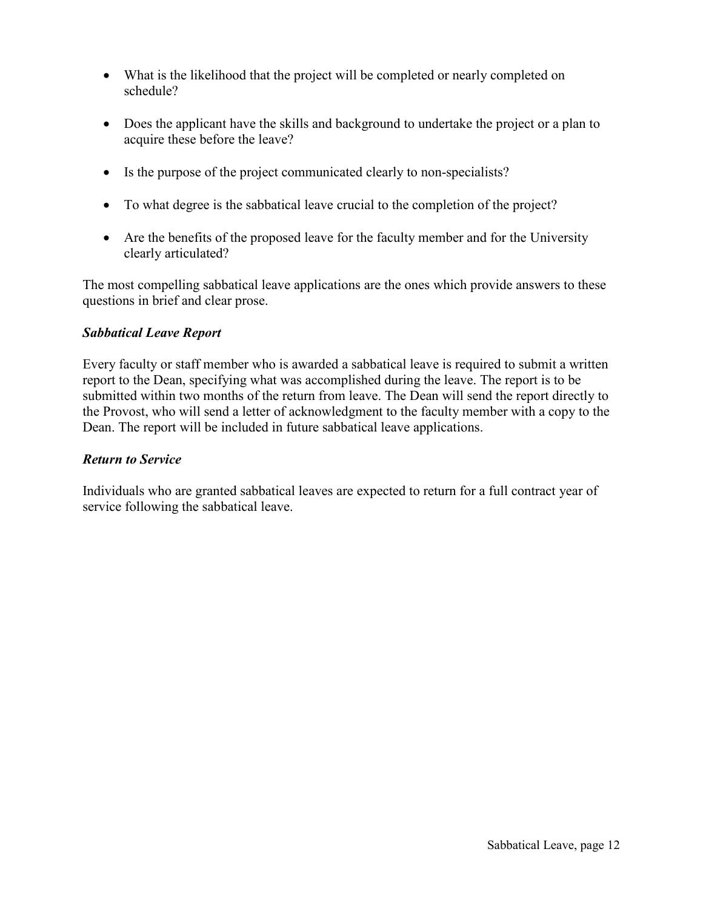- What is the likelihood that the project will be completed or nearly completed on schedule?
- Does the applicant have the skills and background to undertake the project or a plan to acquire these before the leave?
- Is the purpose of the project communicated clearly to non-specialists?
- To what degree is the sabbatical leave crucial to the completion of the project?
- Are the benefits of the proposed leave for the faculty member and for the University clearly articulated?

The most compelling sabbatical leave applications are the ones which provide answers to these questions in brief and clear prose.

### *Sabbatical Leave Report*

Every faculty or staff member who is awarded a sabbatical leave is required to submit a written report to the Dean, specifying what was accomplished during the leave. The report is to be submitted within two months of the return from leave. The Dean will send the report directly to the Provost, who will send a letter of acknowledgment to the faculty member with a copy to the Dean. The report will be included in future sabbatical leave applications.

### *Return to Service*

Individuals who are granted sabbatical leaves are expected to return for a full contract year of service following the sabbatical leave.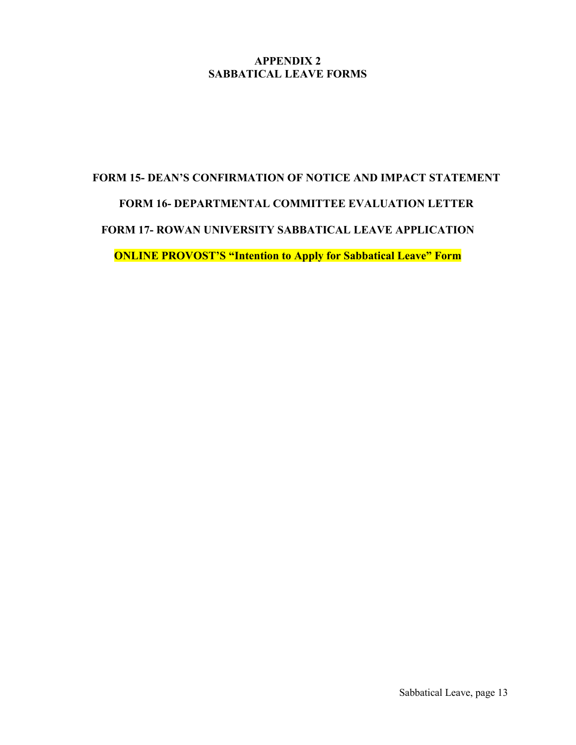# APPENDIX 2
# SABBATICAL LEAVE FORMS

**FORM 15- DEAN'S CONFIRMATION OF NOTICE AND IMPACT STATEMENT**

**FORM 16- DEPARTMENTAL COMMITTEE EVALUATION LETTER**

**FORM 17- ROWAN UNIVERSITY SABBATICAL LEAVE APPLICATION**

**ONLINE PROVOST'S "Intention to Apply for Sabbatical Leave" Form**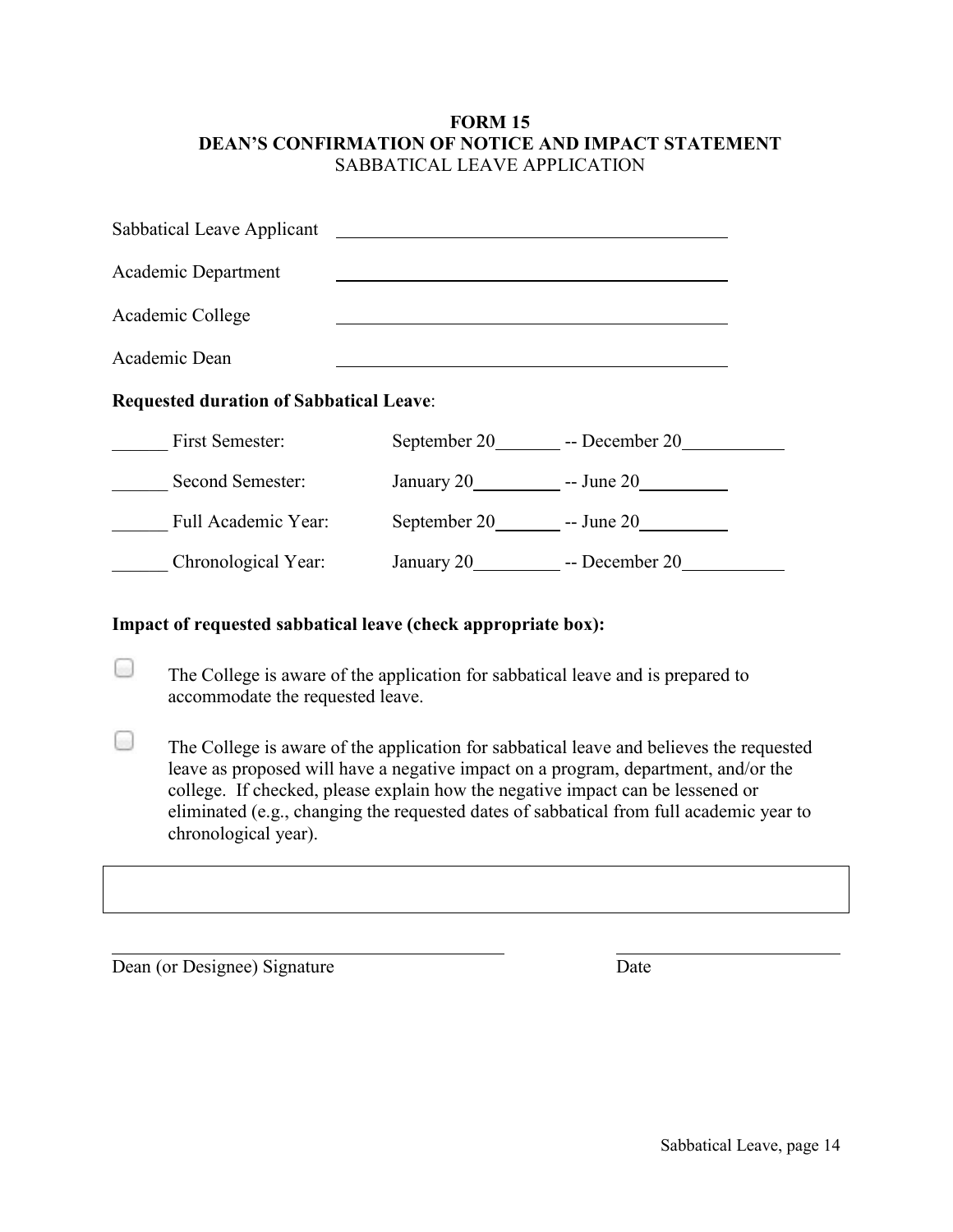**FORM 15**
**DEAN'S CONFIRMATION OF NOTICE AND IMPACT STATEMENT**
SABBATICAL LEAVE APPLICATION

Sabbatical Leave Applicant ____________________________________________

Academic Department ____________________________________________

Academic College ____________________________________________

Academic Dean ____________________________________________

**Requested duration of Sabbatical Leave**:

______ First Semester: September 20_______ -- December 20___________

______ Second Semester: January 20_________ -- June 20_________

______ Full Academic Year: September 20_______ -- June 20_________

______ Chronological Year: January 20_________ -- December 20___________

**Impact of requested sabbatical leave (check appropriate box):**

☐ The College is aware of the application for sabbatical leave and is prepared to accommodate the requested leave.

☐ The College is aware of the application for sabbatical leave and believes the requested leave as proposed will have a negative impact on a program, department, and/or the college. If checked, please explain how the negative impact can be lessened or eliminated (e.g., changing the requested dates of sabbatical from full academic year to chronological year).

| |
|---|
| |

_________________________________________ _________________________

Dean (or Designee) Signature Date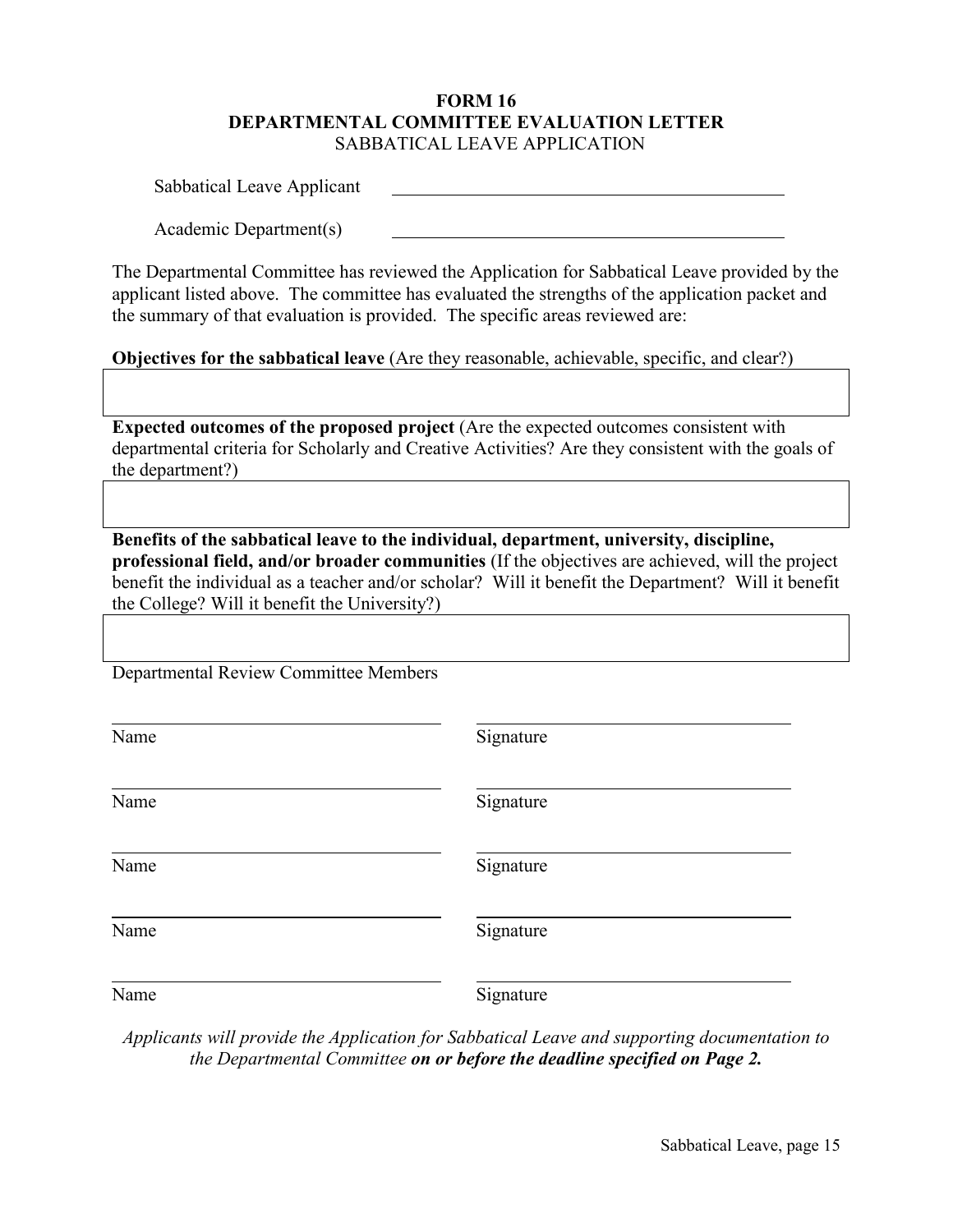# FORM 16
## DEPARTMENTAL COMMITTEE EVALUATION LETTER
SABBATICAL LEAVE APPLICATION

Sabbatical Leave Applicant \_\_\_\_\_\_\_\_\_\_\_\_\_\_\_\_\_\_\_\_\_\_\_\_\_\_\_\_\_\_\_\_\_\_\_\_\_\_\_\_

Academic Department(s) \_\_\_\_\_\_\_\_\_\_\_\_\_\_\_\_\_\_\_\_\_\_\_\_\_\_\_\_\_\_\_\_\_\_\_\_\_\_\_\_

The Departmental Committee has reviewed the Application for Sabbatical Leave provided by the applicant listed above. The committee has evaluated the strengths of the application packet and the summary of that evaluation is provided. The specific areas reviewed are:

**Objectives for the sabbatical leave** (Are they reasonable, achievable, specific, and clear?)

| |
|---|
| |

**Expected outcomes of the proposed project** (Are the expected outcomes consistent with departmental criteria for Scholarly and Creative Activities? Are they consistent with the goals of the department?)

| |
|---|
| |

**Benefits of the sabbatical leave to the individual, department, university, discipline, professional field, and/or broader communities** (If the objectives are achieved, will the project benefit the individual as a teacher and/or scholar? Will it benefit the Department? Will it benefit the College? Will it benefit the University?)

| |
|---|
| |

Departmental Review Committee Members

| Name | Signature |
|---|---|
| | |
| | |
| | |
| | |
| | |

*Applicants will provide the Application for Sabbatical Leave and supporting documentation to the Departmental Committee* ***on or before the deadline specified on Page 2.***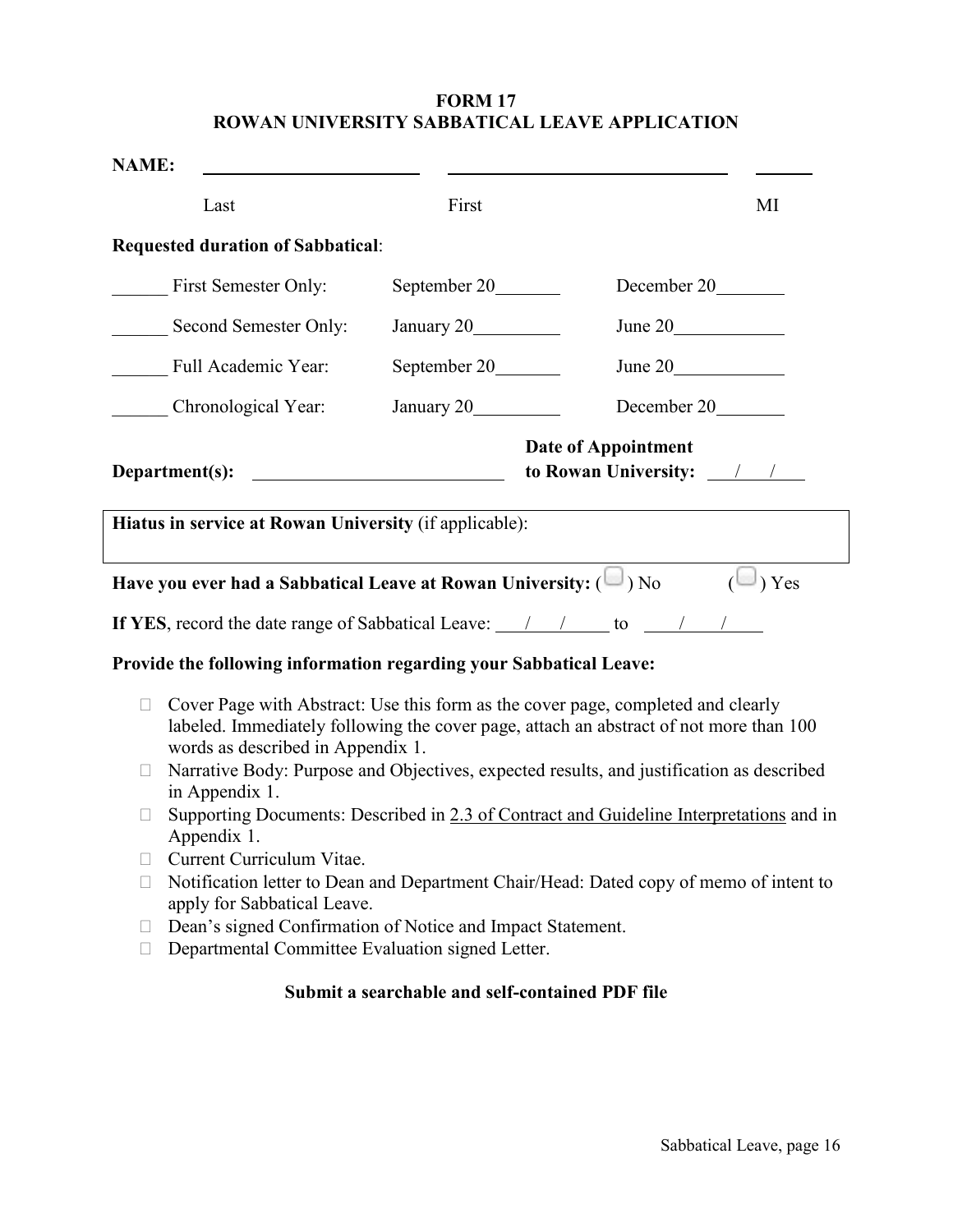# FORM 17
# ROWAN UNIVERSITY SABBATICAL LEAVE APPLICATION

**NAME:** ______________________ ______________________________ ______

Last First MI

**Requested duration of Sabbatical**:

| | | |
|---|---|---|
| ______ First Semester Only: | September 20_______ | December 20_______ |
| ______ Second Semester Only: | January 20_________ | June 20___________ |
| ______ Full Academic Year: | September 20_______ | June 20___________ |
| ______ Chronological Year: | January 20_________ | December 20_______ |

**Department(s):** __________________________ **Date of Appointment to Rowan University:** ___/___/___

**Hiatus in service at Rowan University** (if applicable):

**Have you ever had a Sabbatical Leave at Rowan University:** ( ) No ( ) Yes

**If YES**, record the date range of Sabbatical Leave: ___/___/_____ to ___/___/_____

**Provide the following information regarding your Sabbatical Leave:**

- Cover Page with Abstract: Use this form as the cover page, completed and clearly labeled. Immediately following the cover page, attach an abstract of not more than 100 words as described in Appendix 1.
- Narrative Body: Purpose and Objectives, expected results, and justification as described in Appendix 1.
- Supporting Documents: Described in 2.3 of Contract and Guideline Interpretations and in Appendix 1.
- Current Curriculum Vitae.
- Notification letter to Dean and Department Chair/Head: Dated copy of memo of intent to apply for Sabbatical Leave.
- Dean's signed Confirmation of Notice and Impact Statement.
- Departmental Committee Evaluation signed Letter.

**Submit a searchable and self-contained PDF file**